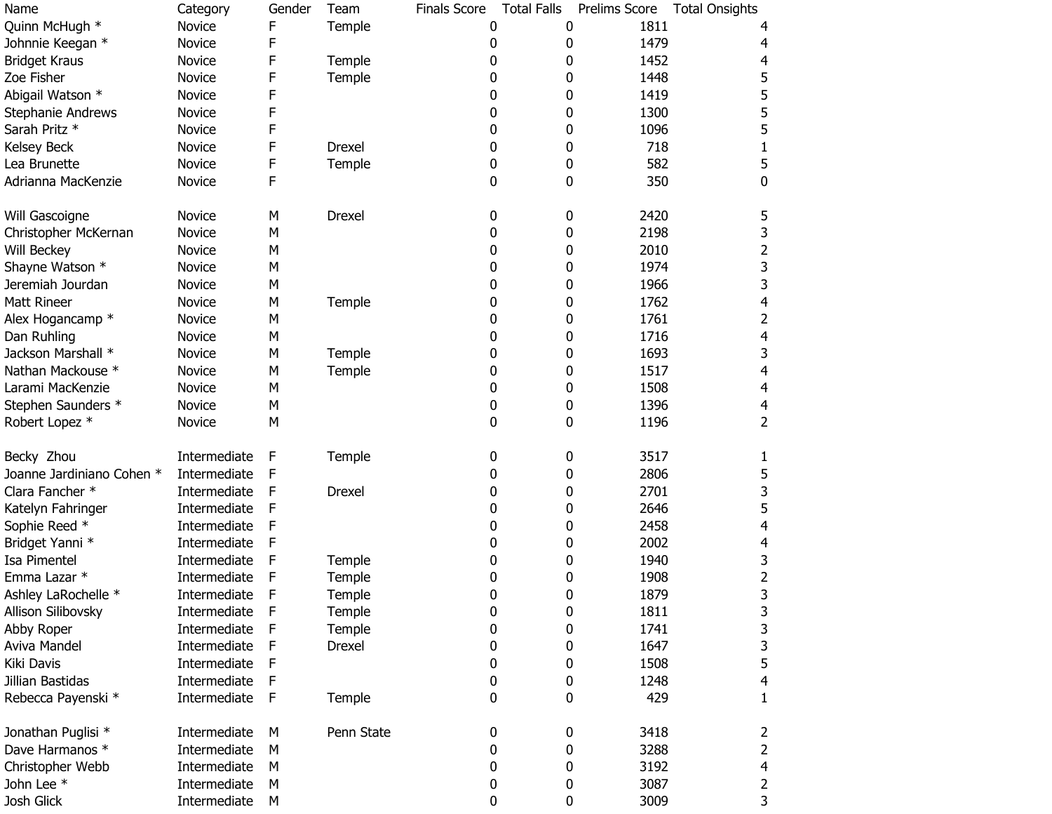| Name | Category | Gender | Team | Finals Score | Total Falls | Prelims Score | Total Onsights |
|---|---|---|---|---|---|---|---|
| Quinn McHugh * | Novice | F | Temple | 0 | 0 | 1811 | 4 |
| Johnnie Keegan * | Novice | F | | 0 | 0 | 1479 | 4 |
| Bridget Kraus | Novice | F | Temple | 0 | 0 | 1452 | 4 |
| Zoe Fisher | Novice | F | Temple | 0 | 0 | 1448 | 5 |
| Abigail Watson * | Novice | F | | 0 | 0 | 1419 | 5 |
| Stephanie Andrews | Novice | F | | 0 | 0 | 1300 | 5 |
| Sarah Pritz * | Novice | F | | 0 | 0 | 1096 | 5 |
| Kelsey Beck | Novice | F | Drexel | 0 | 0 | 718 | 1 |
| Lea Brunette | Novice | F | Temple | 0 | 0 | 582 | 5 |
| Adrianna MacKenzie | Novice | F | | 0 | 0 | 350 | 0 |
| | | | | | | | |
| Will Gascoigne | Novice | M | Drexel | 0 | 0 | 2420 | 5 |
| Christopher McKernan | Novice | M | | 0 | 0 | 2198 | 3 |
| Will Beckey | Novice | M | | 0 | 0 | 2010 | 2 |
| Shayne Watson * | Novice | M | | 0 | 0 | 1974 | 3 |
| Jeremiah Jourdan | Novice | M | | 0 | 0 | 1966 | 3 |
| Matt Rineer | Novice | M | Temple | 0 | 0 | 1762 | 4 |
| Alex Hogancamp * | Novice | M | | 0 | 0 | 1761 | 2 |
| Dan Ruhling | Novice | M | | 0 | 0 | 1716 | 4 |
| Jackson Marshall * | Novice | M | Temple | 0 | 0 | 1693 | 3 |
| Nathan Mackouse * | Novice | M | Temple | 0 | 0 | 1517 | 4 |
| Larami MacKenzie | Novice | M | | 0 | 0 | 1508 | 4 |
| Stephen Saunders * | Novice | M | | 0 | 0 | 1396 | 4 |
| Robert Lopez * | Novice | M | | 0 | 0 | 1196 | 2 |
| | | | | | | | |
| Becky Zhou | Intermediate | F | Temple | 0 | 0 | 3517 | 1 |
| Joanne Jardiniano Cohen * | Intermediate | F | | 0 | 0 | 2806 | 5 |
| Clara Fancher * | Intermediate | F | Drexel | 0 | 0 | 2701 | 3 |
| Katelyn Fahringer | Intermediate | F | | 0 | 0 | 2646 | 5 |
| Sophie Reed * | Intermediate | F | | 0 | 0 | 2458 | 4 |
| Bridget Yanni * | Intermediate | F | | 0 | 0 | 2002 | 4 |
| Isa Pimentel | Intermediate | F | Temple | 0 | 0 | 1940 | 3 |
| Emma Lazar * | Intermediate | F | Temple | 0 | 0 | 1908 | 2 |
| Ashley LaRochelle * | Intermediate | F | Temple | 0 | 0 | 1879 | 3 |
| Allison Silibovsky | Intermediate | F | Temple | 0 | 0 | 1811 | 3 |
| Abby Roper | Intermediate | F | Temple | 0 | 0 | 1741 | 3 |
| Aviva Mandel | Intermediate | F | Drexel | 0 | 0 | 1647 | 3 |
| Kiki Davis | Intermediate | F | | 0 | 0 | 1508 | 5 |
| Jillian Bastidas | Intermediate | F | | 0 | 0 | 1248 | 4 |
| Rebecca Payenski * | Intermediate | F | Temple | 0 | 0 | 429 | 1 |
| | | | | | | | |
| Jonathan Puglisi * | Intermediate | M | Penn State | 0 | 0 | 3418 | 2 |
| Dave Harmanos * | Intermediate | M | | 0 | 0 | 3288 | 2 |
| Christopher Webb | Intermediate | M | | 0 | 0 | 3192 | 4 |
| John Lee * | Intermediate | M | | 0 | 0 | 3087 | 2 |
| Josh Glick | Intermediate | M | | 0 | 0 | 3009 | 3 |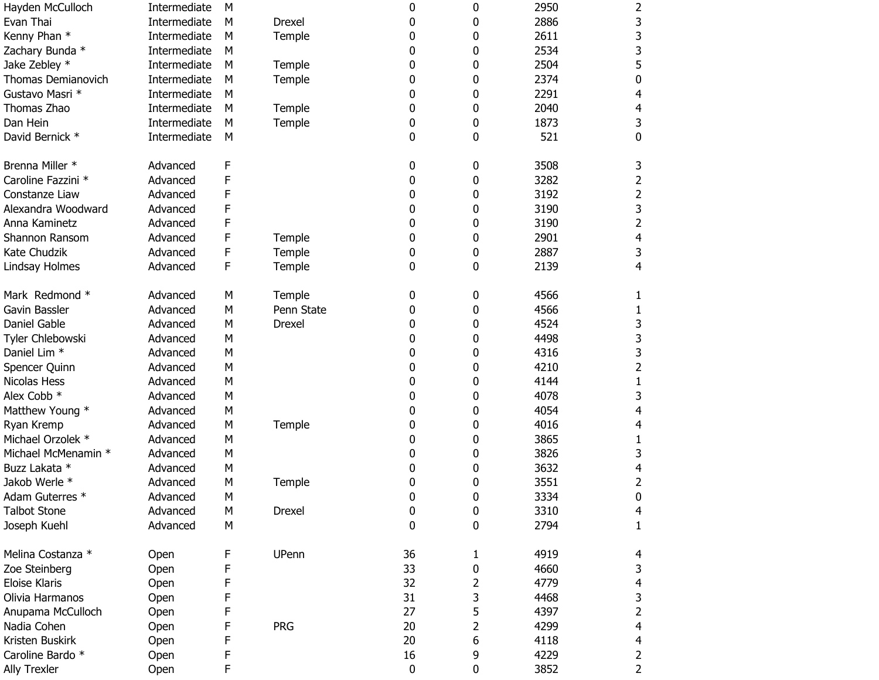| | | | | | | | |
|---|---|---|---|---|---|---|---|
| Hayden McCulloch | Intermediate | M | | 0 | 0 | 2950 | 2 |
| Evan Thai | Intermediate | M | Drexel | 0 | 0 | 2886 | 3 |
| Kenny Phan * | Intermediate | M | Temple | 0 | 0 | 2611 | 3 |
| Zachary Bunda * | Intermediate | M | | 0 | 0 | 2534 | 3 |
| Jake Zebley * | Intermediate | M | Temple | 0 | 0 | 2504 | 5 |
| Thomas Demianovich | Intermediate | M | Temple | 0 | 0 | 2374 | 0 |
| Gustavo Masri * | Intermediate | M | | 0 | 0 | 2291 | 4 |
| Thomas Zhao | Intermediate | M | Temple | 0 | 0 | 2040 | 4 |
| Dan Hein | Intermediate | M | Temple | 0 | 0 | 1873 | 3 |
| David Bernick * | Intermediate | M | | 0 | 0 | 521 | 0 |
| | | | | | | | |
| Brenna Miller * | Advanced | F | | 0 | 0 | 3508 | 3 |
| Caroline Fazzini * | Advanced | F | | 0 | 0 | 3282 | 2 |
| Constanze Liaw | Advanced | F | | 0 | 0 | 3192 | 2 |
| Alexandra Woodward | Advanced | F | | 0 | 0 | 3190 | 3 |
| Anna Kaminetz | Advanced | F | | 0 | 0 | 3190 | 2 |
| Shannon Ransom | Advanced | F | Temple | 0 | 0 | 2901 | 4 |
| Kate Chudzik | Advanced | F | Temple | 0 | 0 | 2887 | 3 |
| Lindsay Holmes | Advanced | F | Temple | 0 | 0 | 2139 | 4 |
| | | | | | | | |
| Mark Redmond * | Advanced | M | Temple | 0 | 0 | 4566 | 1 |
| Gavin Bassler | Advanced | M | Penn State | 0 | 0 | 4566 | 1 |
| Daniel Gable | Advanced | M | Drexel | 0 | 0 | 4524 | 3 |
| Tyler Chlebowski | Advanced | M | | 0 | 0 | 4498 | 3 |
| Daniel Lim * | Advanced | M | | 0 | 0 | 4316 | 3 |
| Spencer Quinn | Advanced | M | | 0 | 0 | 4210 | 2 |
| Nicolas Hess | Advanced | M | | 0 | 0 | 4144 | 1 |
| Alex Cobb * | Advanced | M | | 0 | 0 | 4078 | 3 |
| Matthew Young * | Advanced | M | | 0 | 0 | 4054 | 4 |
| Ryan Kremp | Advanced | M | Temple | 0 | 0 | 4016 | 4 |
| Michael Orzolek * | Advanced | M | | 0 | 0 | 3865 | 1 |
| Michael McMenamin * | Advanced | M | | 0 | 0 | 3826 | 3 |
| Buzz Lakata * | Advanced | M | | 0 | 0 | 3632 | 4 |
| Jakob Werle * | Advanced | M | Temple | 0 | 0 | 3551 | 2 |
| Adam Guterres * | Advanced | M | | 0 | 0 | 3334 | 0 |
| Talbot Stone | Advanced | M | Drexel | 0 | 0 | 3310 | 4 |
| Joseph Kuehl | Advanced | M | | 0 | 0 | 2794 | 1 |
| | | | | | | | |
| Melina Costanza * | Open | F | UPenn | 36 | 1 | 4919 | 4 |
| Zoe Steinberg | Open | F | | 33 | 0 | 4660 | 3 |
| Eloise Klaris | Open | F | | 32 | 2 | 4779 | 4 |
| Olivia Harmanos | Open | F | | 31 | 3 | 4468 | 3 |
| Anupama McCulloch | Open | F | | 27 | 5 | 4397 | 2 |
| Nadia Cohen | Open | F | PRG | 20 | 2 | 4299 | 4 |
| Kristen Buskirk | Open | F | | 20 | 6 | 4118 | 4 |
| Caroline Bardo * | Open | F | | 16 | 9 | 4229 | 2 |
| Ally Trexler | Open | F | | 0 | 0 | 3852 | 2 |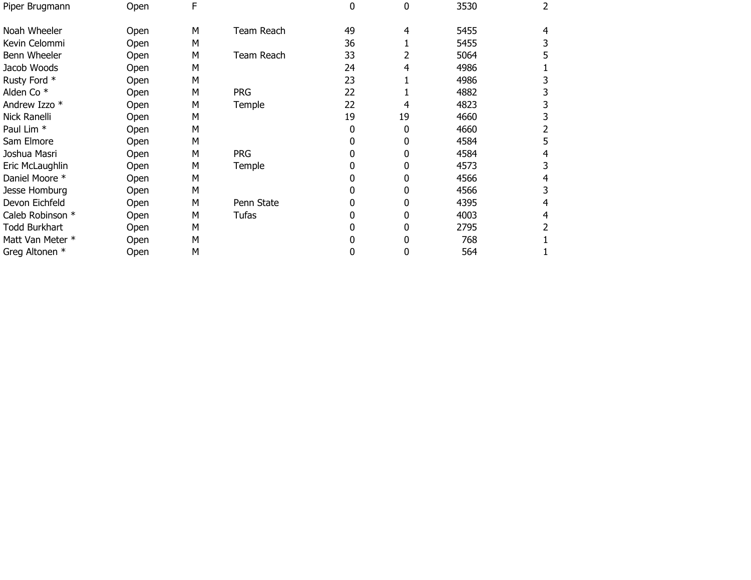| | | | | | | | |
|---|---|---|---|---|---|---|---|
| Piper Brugmann | Open | F | | 0 | 0 | 3530 | 2 |
| | | | | | | | |
| Noah Wheeler | Open | M | Team Reach | 49 | 4 | 5455 | 4 |
| Kevin Celommi | Open | M | | 36 | 1 | 5455 | 3 |
| Benn Wheeler | Open | M | Team Reach | 33 | 2 | 5064 | 5 |
| Jacob Woods | Open | M | | 24 | 4 | 4986 | 1 |
| Rusty Ford * | Open | M | | 23 | 1 | 4986 | 3 |
| Alden Co * | Open | M | PRG | 22 | 1 | 4882 | 3 |
| Andrew Izzo * | Open | M | Temple | 22 | 4 | 4823 | 3 |
| Nick Ranelli | Open | M | | 19 | 19 | 4660 | 3 |
| Paul Lim * | Open | M | | 0 | 0 | 4660 | 2 |
| Sam Elmore | Open | M | | 0 | 0 | 4584 | 5 |
| Joshua Masri | Open | M | PRG | 0 | 0 | 4584 | 4 |
| Eric McLaughlin | Open | M | Temple | 0 | 0 | 4573 | 3 |
| Daniel Moore * | Open | M | | 0 | 0 | 4566 | 4 |
| Jesse Homburg | Open | M | | 0 | 0 | 4566 | 3 |
| Devon Eichfeld | Open | M | Penn State | 0 | 0 | 4395 | 4 |
| Caleb Robinson * | Open | M | Tufas | 0 | 0 | 4003 | 4 |
| Todd Burkhart | Open | M | | 0 | 0 | 2795 | 2 |
| Matt Van Meter * | Open | M | | 0 | 0 | 768 | 1 |
| Greg Altonen * | Open | M | | 0 | 0 | 564 | 1 |